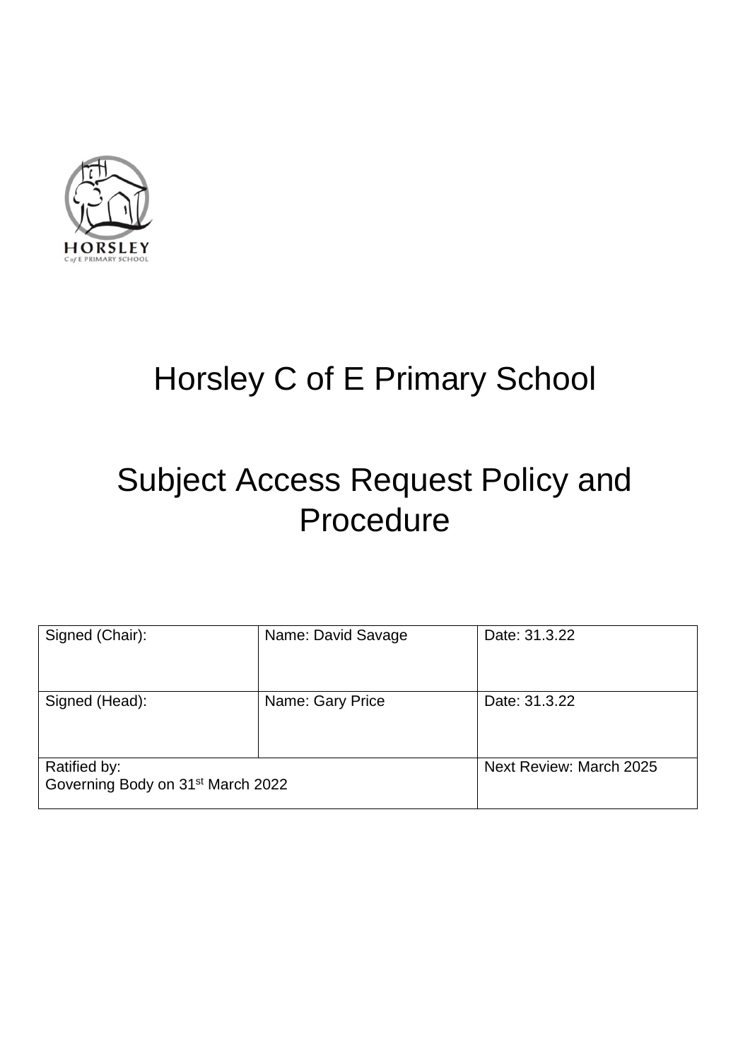HORSLEY
C of E PRIMARY SCHOOL

# Horsley C of E Primary School

# Subject Access Request Policy and Procedure

| Signed (Chair): | Name: David Savage | Date: 31.3.22 |
|---|---|---|
| Signed (Head): | Name: Gary Price | Date: 31.3.22 |
| Ratified by: Governing Body on 31st March 2022 | | Next Review: March 2025 |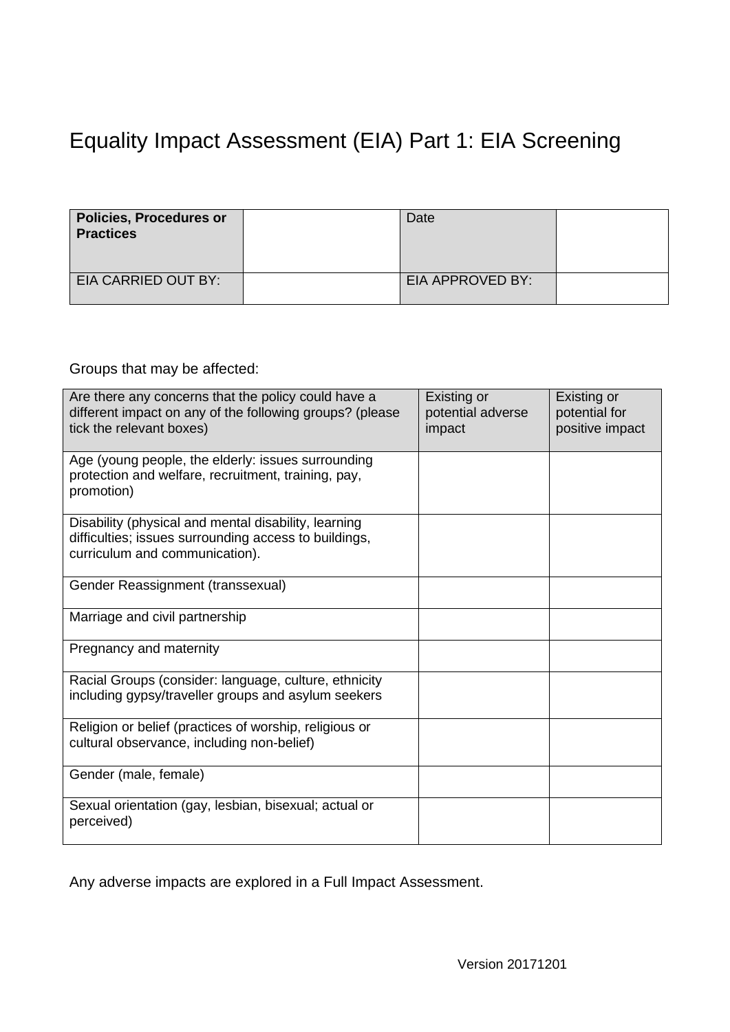# Equality Impact Assessment (EIA) Part 1: EIA Screening

| **Policies, Procedures or Practices** | | Date | |
|---|---|---|---|
| EIA CARRIED OUT BY: | | EIA APPROVED BY: | |

Groups that may be affected:

| Are there any concerns that the policy could have a different impact on any of the following groups? (please tick the relevant boxes) | Existing or potential adverse impact | Existing or potential for positive impact |
|---|---|---|
| Age (young people, the elderly: issues surrounding protection and welfare, recruitment, training, pay, promotion) | | |
| Disability (physical and mental disability, learning difficulties; issues surrounding access to buildings, curriculum and communication). | | |
| Gender Reassignment (transsexual) | | |
| Marriage and civil partnership | | |
| Pregnancy and maternity | | |
| Racial Groups (consider: language, culture, ethnicity including gypsy/traveller groups and asylum seekers | | |
| Religion or belief (practices of worship, religious or cultural observance, including non-belief) | | |
| Gender (male, female) | | |
| Sexual orientation (gay, lesbian, bisexual; actual or perceived) | | |

Any adverse impacts are explored in a Full Impact Assessment.

Version 20171201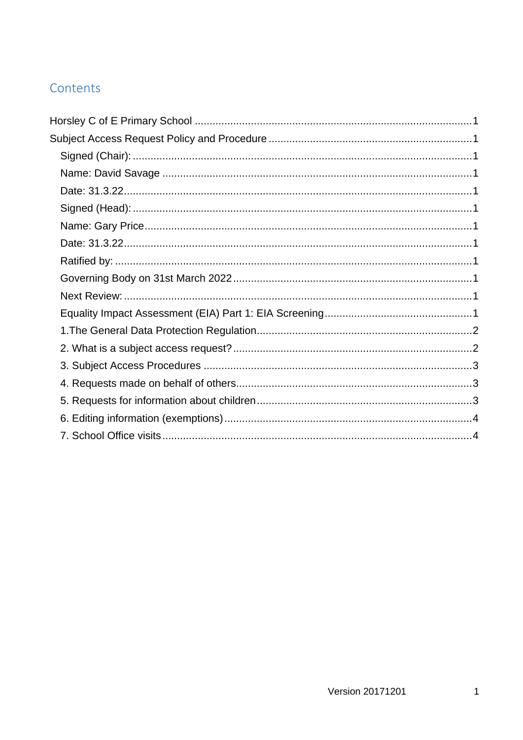## Contents

Horsley C of E Primary School .............................................................................................1

Subject Access Request Policy and Procedure ....................................................................1

- Signed (Chair): ...................................................................................................................1
- Name: David Savage ........................................................................................................1
- Date: 31.3.22.....................................................................................................................1
- Signed (Head): ..................................................................................................................1
- Name: Gary Price..............................................................................................................1
- Date: 31.3.22.....................................................................................................................1
- Ratified by: ........................................................................................................................1
- Governing Body on 31st March 2022 .................................................................................1
- Next Review: .....................................................................................................................1
- Equality Impact Assessment (EIA) Part 1: EIA Screening..................................................1
- 1.The General Data Protection Regulation.........................................................................2
- 2. What is a subject access request?.................................................................................2
- 3. Subject Access Procedures ...........................................................................................3
- 4. Requests made on behalf of others................................................................................3
- 5. Requests for information about children.........................................................................3
- 6. Editing information (exemptions)....................................................................................4
- 7. School Office visits........................................................................................................4

Version 20171201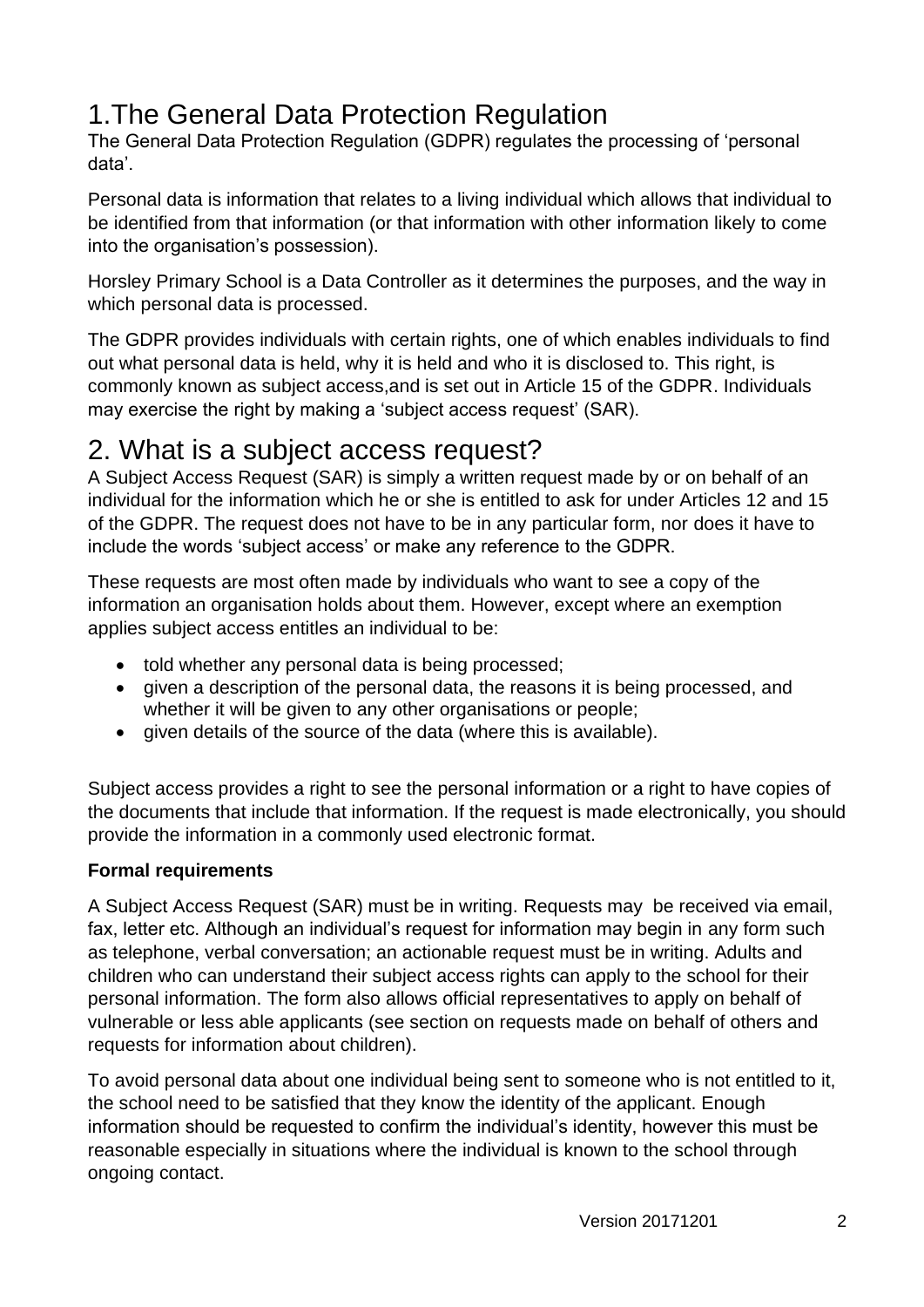# 1.The General Data Protection Regulation

The General Data Protection Regulation (GDPR) regulates the processing of 'personal data'.

Personal data is information that relates to a living individual which allows that individual to be identified from that information (or that information with other information likely to come into the organisation's possession).

Horsley Primary School is a Data Controller as it determines the purposes, and the way in which personal data is processed.

The GDPR provides individuals with certain rights, one of which enables individuals to find out what personal data is held, why it is held and who it is disclosed to. This right, is commonly known as subject access,and is set out in Article 15 of the GDPR. Individuals may exercise the right by making a 'subject access request' (SAR).

# 2. What is a subject access request?

A Subject Access Request (SAR) is simply a written request made by or on behalf of an individual for the information which he or she is entitled to ask for under Articles 12 and 15 of the GDPR. The request does not have to be in any particular form, nor does it have to include the words 'subject access' or make any reference to the GDPR.

These requests are most often made by individuals who want to see a copy of the information an organisation holds about them. However, except where an exemption applies subject access entitles an individual to be:

- told whether any personal data is being processed;
- given a description of the personal data, the reasons it is being processed, and whether it will be given to any other organisations or people;
- given details of the source of the data (where this is available).

Subject access provides a right to see the personal information or a right to have copies of the documents that include that information. If the request is made electronically, you should provide the information in a commonly used electronic format.

**Formal requirements**

A Subject Access Request (SAR) must be in writing. Requests may be received via email, fax, letter etc. Although an individual's request for information may begin in any form such as telephone, verbal conversation; an actionable request must be in writing. Adults and children who can understand their subject access rights can apply to the school for their personal information. The form also allows official representatives to apply on behalf of vulnerable or less able applicants (see section on requests made on behalf of others and requests for information about children).

To avoid personal data about one individual being sent to someone who is not entitled to it, the school need to be satisfied that they know the identity of the applicant. Enough information should be requested to confirm the individual's identity, however this must be reasonable especially in situations where the individual is known to the school through ongoing contact.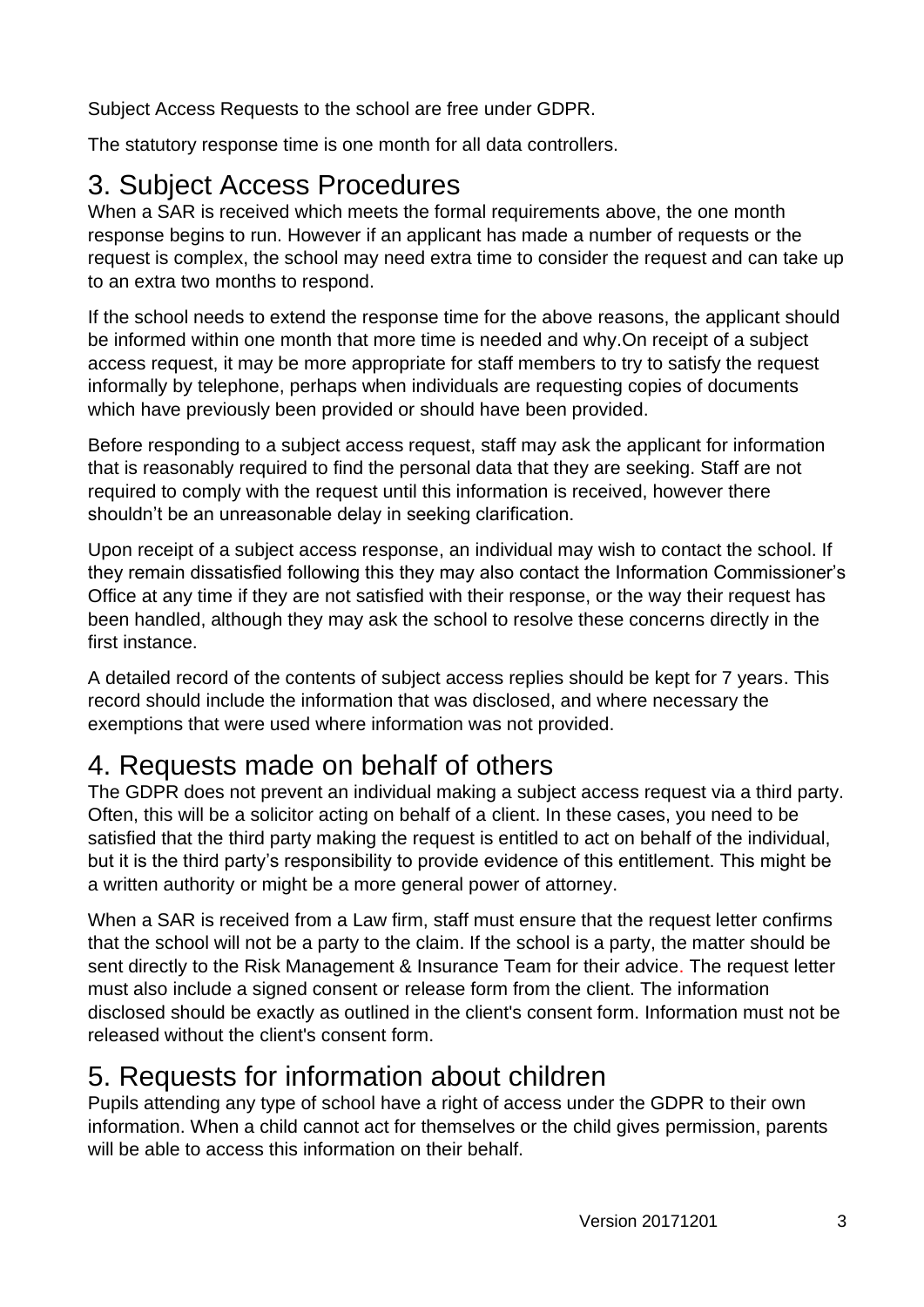Subject Access Requests to the school are free under GDPR.

The statutory response time is one month for all data controllers.

# 3. Subject Access Procedures

When a SAR is received which meets the formal requirements above, the one month response begins to run. However if an applicant has made a number of requests or the request is complex, the school may need extra time to consider the request and can take up to an extra two months to respond.

If the school needs to extend the response time for the above reasons, the applicant should be informed within one month that more time is needed and why.On receipt of a subject access request, it may be more appropriate for staff members to try to satisfy the request informally by telephone, perhaps when individuals are requesting copies of documents which have previously been provided or should have been provided.

Before responding to a subject access request, staff may ask the applicant for information that is reasonably required to find the personal data that they are seeking. Staff are not required to comply with the request until this information is received, however there shouldn't be an unreasonable delay in seeking clarification.

Upon receipt of a subject access response, an individual may wish to contact the school. If they remain dissatisfied following this they may also contact the Information Commissioner's Office at any time if they are not satisfied with their response, or the way their request has been handled, although they may ask the school to resolve these concerns directly in the first instance.

A detailed record of the contents of subject access replies should be kept for 7 years. This record should include the information that was disclosed, and where necessary the exemptions that were used where information was not provided.

# 4. Requests made on behalf of others

The GDPR does not prevent an individual making a subject access request via a third party. Often, this will be a solicitor acting on behalf of a client. In these cases, you need to be satisfied that the third party making the request is entitled to act on behalf of the individual, but it is the third party's responsibility to provide evidence of this entitlement. This might be a written authority or might be a more general power of attorney.

When a SAR is received from a Law firm, staff must ensure that the request letter confirms that the school will not be a party to the claim. If the school is a party, the matter should be sent directly to the Risk Management & Insurance Team for their advice. The request letter must also include a signed consent or release form from the client. The information disclosed should be exactly as outlined in the client's consent form. Information must not be released without the client's consent form.

# 5. Requests for information about children

Pupils attending any type of school have a right of access under the GDPR to their own information. When a child cannot act for themselves or the child gives permission, parents will be able to access this information on their behalf.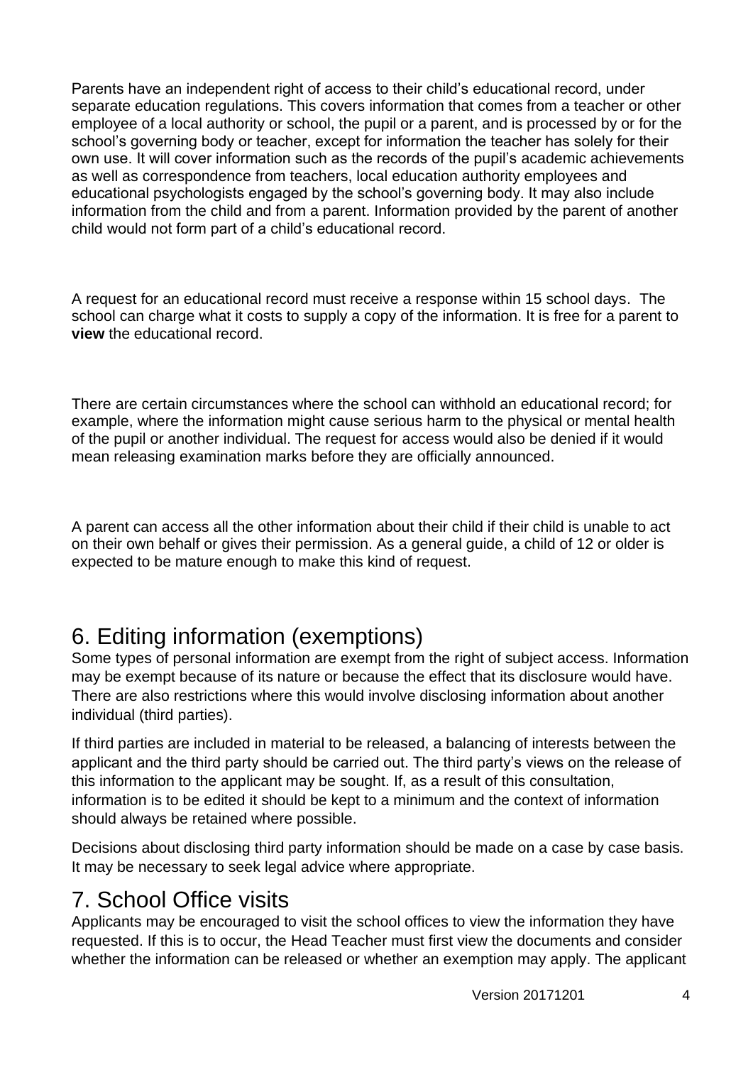Parents have an independent right of access to their child's educational record, under separate education regulations. This covers information that comes from a teacher or other employee of a local authority or school, the pupil or a parent, and is processed by or for the school's governing body or teacher, except for information the teacher has solely for their own use. It will cover information such as the records of the pupil's academic achievements as well as correspondence from teachers, local education authority employees and educational psychologists engaged by the school's governing body. It may also include information from the child and from a parent. Information provided by the parent of another child would not form part of a child's educational record.

A request for an educational record must receive a response within 15 school days. The school can charge what it costs to supply a copy of the information. It is free for a parent to **view** the educational record.

There are certain circumstances where the school can withhold an educational record; for example, where the information might cause serious harm to the physical or mental health of the pupil or another individual. The request for access would also be denied if it would mean releasing examination marks before they are officially announced.

A parent can access all the other information about their child if their child is unable to act on their own behalf or gives their permission. As a general guide, a child of 12 or older is expected to be mature enough to make this kind of request.

## 6. Editing information (exemptions)

Some types of personal information are exempt from the right of subject access. Information may be exempt because of its nature or because the effect that its disclosure would have. There are also restrictions where this would involve disclosing information about another individual (third parties).

If third parties are included in material to be released, a balancing of interests between the applicant and the third party should be carried out. The third party's views on the release of this information to the applicant may be sought. If, as a result of this consultation, information is to be edited it should be kept to a minimum and the context of information should always be retained where possible.

Decisions about disclosing third party information should be made on a case by case basis. It may be necessary to seek legal advice where appropriate.

## 7. School Office visits

Applicants may be encouraged to visit the school offices to view the information they have requested. If this is to occur, the Head Teacher must first view the documents and consider whether the information can be released or whether an exemption may apply. The applicant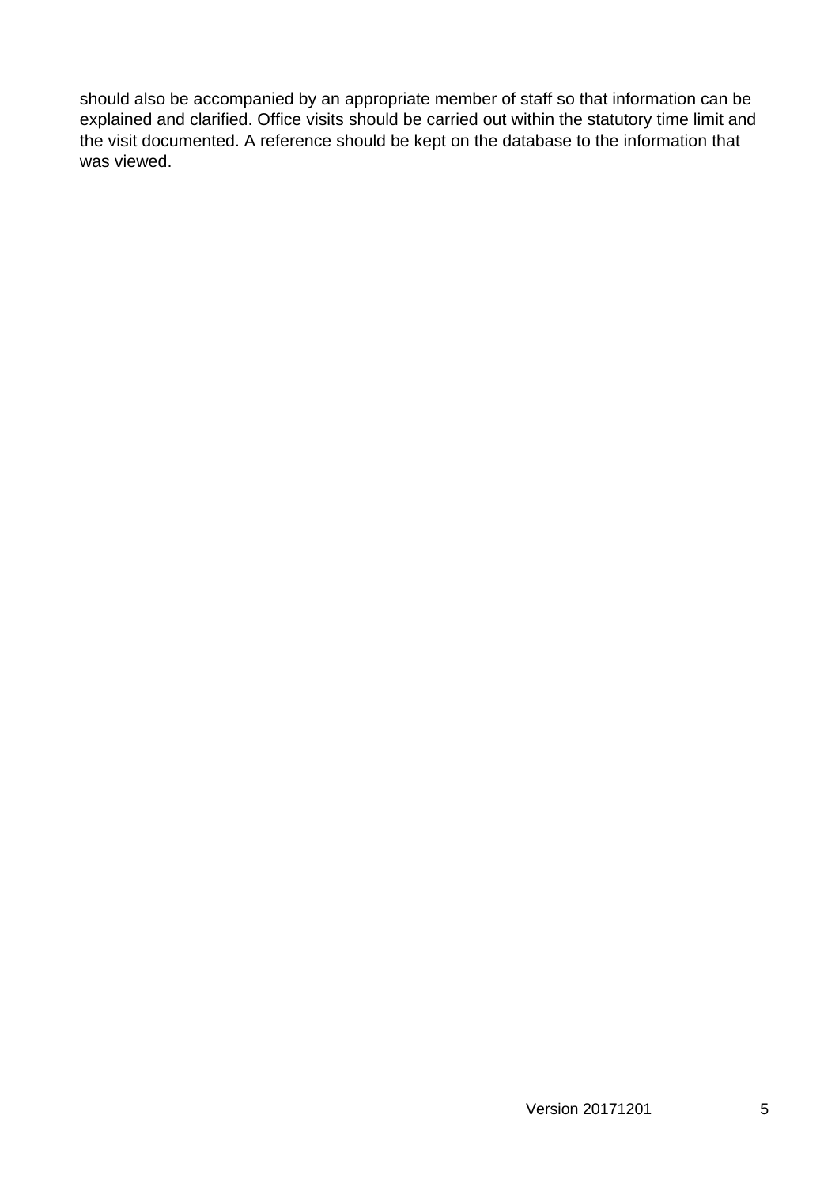should also be accompanied by an appropriate member of staff so that information can be explained and clarified. Office visits should be carried out within the statutory time limit and the visit documented. A reference should be kept on the database to the information that was viewed.